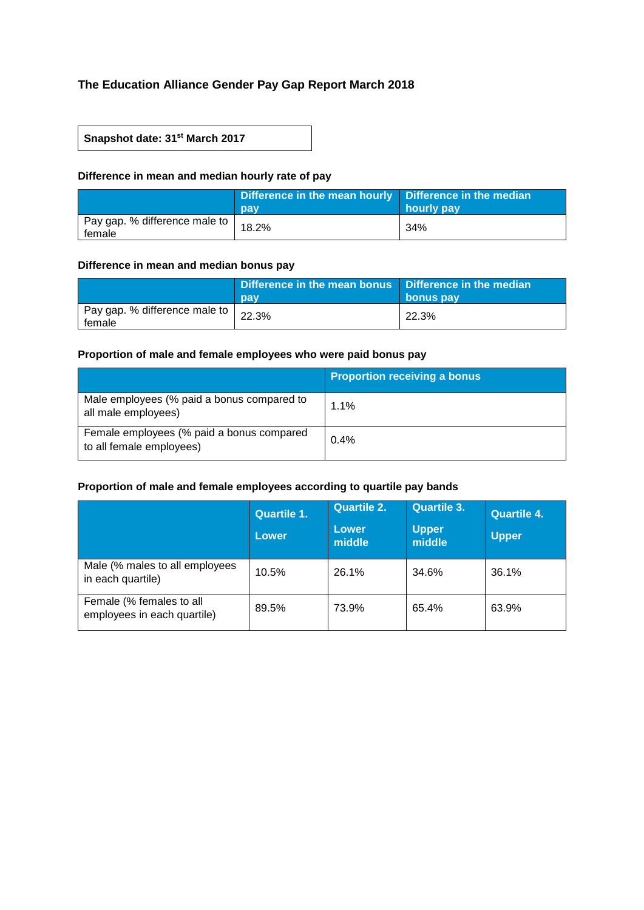# The Education Alliance Gender Pay Gap Report March 2018

**Snapshot date: 31st March 2017**

### Difference in mean and median hourly rate of pay

| | Difference in the mean hourly pay | Difference in the median hourly pay |
|---|---|---|
| Pay gap. % difference male to female | 18.2% | 34% |

### Difference in mean and median bonus pay

| | Difference in the mean bonus pay | Difference in the median bonus pay |
|---|---|---|
| Pay gap. % difference male to female | 22.3% | 22.3% |

### Proportion of male and female employees who were paid bonus pay

| | Proportion receiving a bonus |
|---|---|
| Male employees (% paid a bonus compared to all male employees) | 1.1% |
| Female employees (% paid a bonus compared to all female employees) | 0.4% |

### Proportion of male and female employees according to quartile pay bands

| | Quartile 1. Lower | Quartile 2. Lower middle | Quartile 3. Upper middle | Quartile 4. Upper |
|---|---|---|---|---|
| Male (% males to all employees in each quartile) | 10.5% | 26.1% | 34.6% | 36.1% |
| Female (% females to all employees in each quartile) | 89.5% | 73.9% | 65.4% | 63.9% |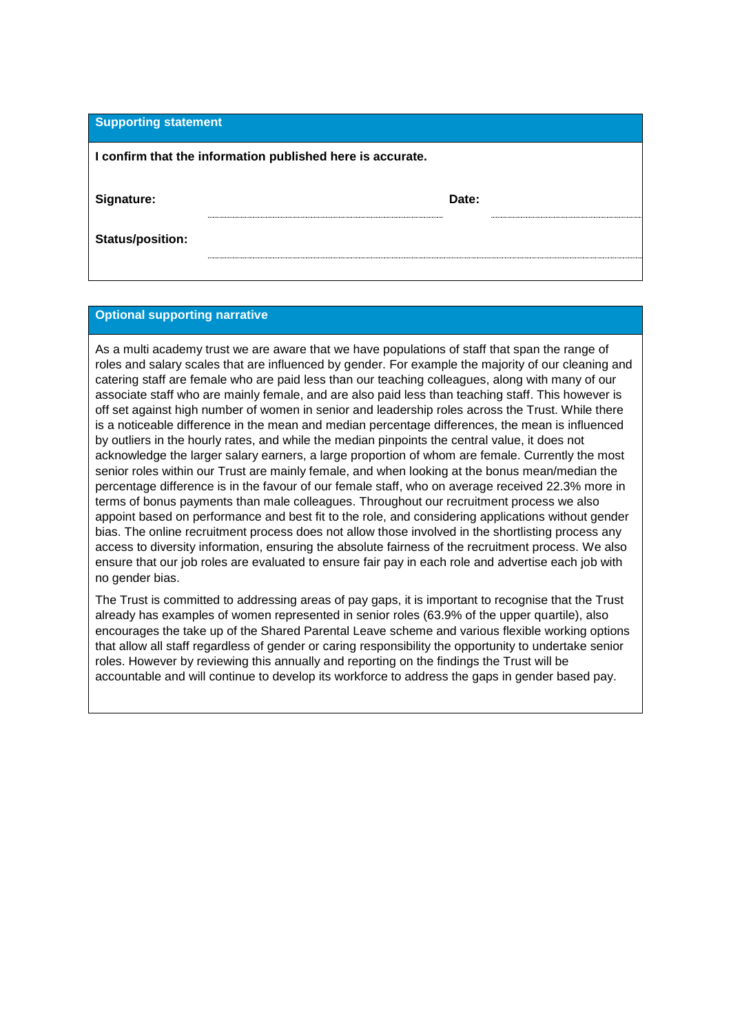## Supporting statement

**I confirm that the information published here is accurate.**

**Signature:** ........................................ **Date:** ........................................

**Status/position:** ........................................

## Optional supporting narrative

As a multi academy trust we are aware that we have populations of staff that span the range of roles and salary scales that are influenced by gender. For example the majority of our cleaning and catering staff are female who are paid less than our teaching colleagues, along with many of our associate staff who are mainly female, and are also paid less than teaching staff. This however is off set against high number of women in senior and leadership roles across the Trust. While there is a noticeable difference in the mean and median percentage differences, the mean is influenced by outliers in the hourly rates, and while the median pinpoints the central value, it does not acknowledge the larger salary earners, a large proportion of whom are female. Currently the most senior roles within our Trust are mainly female, and when looking at the bonus mean/median the percentage difference is in the favour of our female staff, who on average received 22.3% more in terms of bonus payments than male colleagues. Throughout our recruitment process we also appoint based on performance and best fit to the role, and considering applications without gender bias. The online recruitment process does not allow those involved in the shortlisting process any access to diversity information, ensuring the absolute fairness of the recruitment process. We also ensure that our job roles are evaluated to ensure fair pay in each role and advertise each job with no gender bias.

The Trust is committed to addressing areas of pay gaps, it is important to recognise that the Trust already has examples of women represented in senior roles (63.9% of the upper quartile), also encourages the take up of the Shared Parental Leave scheme and various flexible working options that allow all staff regardless of gender or caring responsibility the opportunity to undertake senior roles. However by reviewing this annually and reporting on the findings the Trust will be accountable and will continue to develop its workforce to address the gaps in gender based pay.